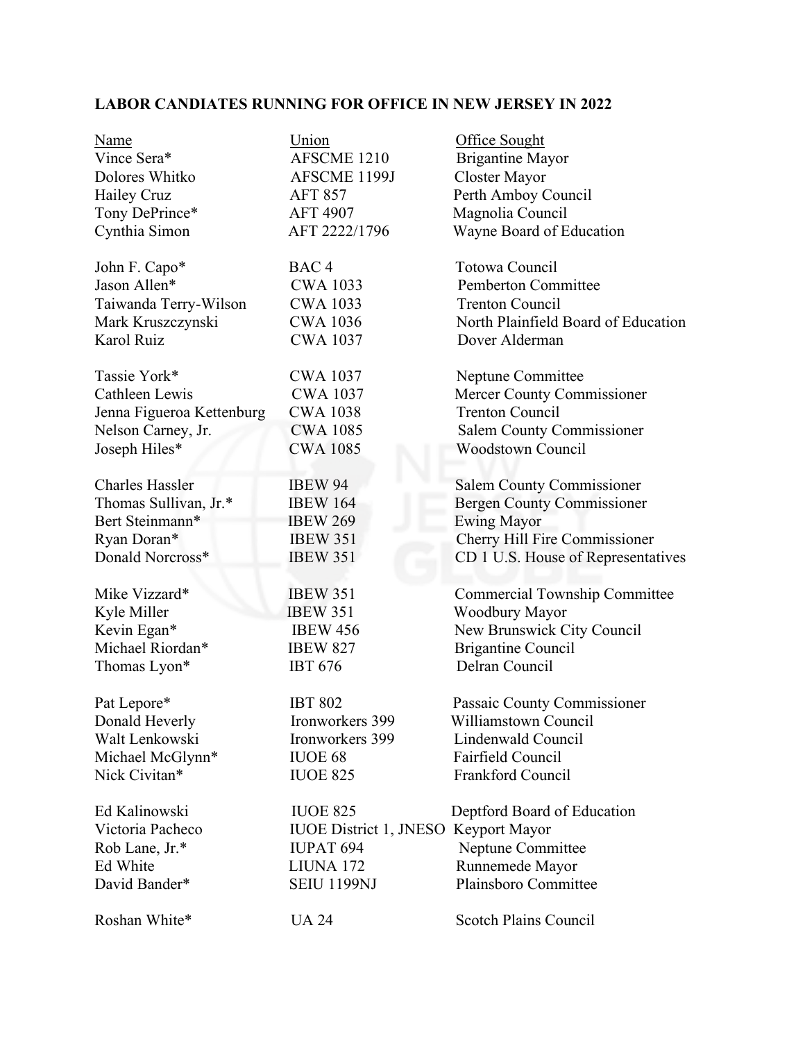**LABOR CANDIATES RUNNING FOR OFFICE IN NEW JERSEY IN 2022**

| Name | Union | Office Sought |
|---|---|---|
| Vince Sera* | AFSCME 1210 | Brigantine Mayor |
| Dolores Whitko | AFSCME 1199J | Closter Mayor |
| Hailey Cruz | AFT 857 | Perth Amboy Council |
| Tony DePrince* | AFT 4907 | Magnolia Council |
| Cynthia Simon | AFT 2222/1796 | Wayne Board of Education |
| John F. Capo* | BAC 4 | Totowa Council |
| Jason Allen* | CWA 1033 | Pemberton Committee |
| Taiwanda Terry-Wilson | CWA 1033 | Trenton Council |
| Mark Kruszczynski | CWA 1036 | North Plainfield Board of Education |
| Karol Ruiz | CWA 1037 | Dover Alderman |
| Tassie York* | CWA 1037 | Neptune Committee |
| Cathleen Lewis | CWA 1037 | Mercer County Commissioner |
| Jenna Figueroa Kettenburg | CWA 1038 | Trenton Council |
| Nelson Carney, Jr. | CWA 1085 | Salem County Commissioner |
| Joseph Hiles* | CWA 1085 | Woodstown Council |
| Charles Hassler | IBEW 94 | Salem County Commissioner |
| Thomas Sullivan, Jr.* | IBEW 164 | Bergen County Commissioner |
| Bert Steinmann* | IBEW 269 | Ewing Mayor |
| Ryan Doran* | IBEW 351 | Cherry Hill Fire Commissioner |
| Donald Norcross* | IBEW 351 | CD 1 U.S. House of Representatives |
| Mike Vizzard* | IBEW 351 | Commercial Township Committee |
| Kyle Miller | IBEW 351 | Woodbury Mayor |
| Kevin Egan* | IBEW 456 | New Brunswick City Council |
| Michael Riordan* | IBEW 827 | Brigantine Council |
| Thomas Lyon* | IBT 676 | Delran Council |
| Pat Lepore* | IBT 802 | Passaic County Commissioner |
| Donald Heverly | Ironworkers 399 | Williamstown Council |
| Walt Lenkowski | Ironworkers 399 | Lindenwald Council |
| Michael McGlynn* | IUOE 68 | Fairfield Council |
| Nick Civitan* | IUOE 825 | Frankford Council |
| Ed Kalinowski | IUOE 825 | Deptford Board of Education |
| Victoria Pacheco | IUOE District 1, JNESO | Keyport Mayor |
| Rob Lane, Jr.* | IUPAT 694 | Neptune Committee |
| Ed White | LIUNA 172 | Runnemede Mayor |
| David Bander* | SEIU 1199NJ | Plainsboro Committee |
| Roshan White* | UA 24 | Scotch Plains Council |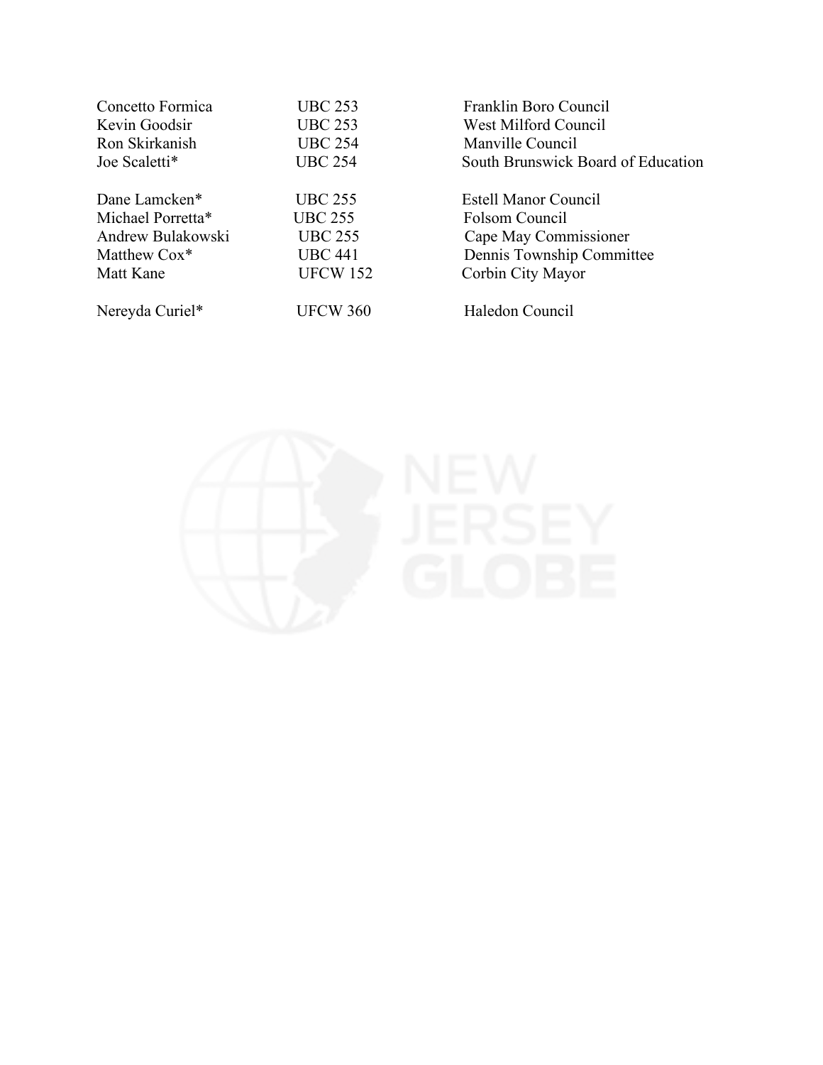| | | |
|---|---|---|
| Concetto Formica | UBC 253 | Franklin Boro Council |
| Kevin Goodsir | UBC 253 | West Milford Council |
| Ron Skirkanish | UBC 254 | Manville Council |
| Joe Scaletti* | UBC 254 | South Brunswick Board of Education |
| Dane Lamcken* | UBC 255 | Estell Manor Council |
| Michael Porretta* | UBC 255 | Folsom Council |
| Andrew Bulakowski | UBC 255 | Cape May Commissioner |
| Matthew Cox* | UBC 441 | Dennis Township Committee |
| Matt Kane | UFCW 152 | Corbin City Mayor |
| Nereyda Curiel* | UFCW 360 | Haledon Council |